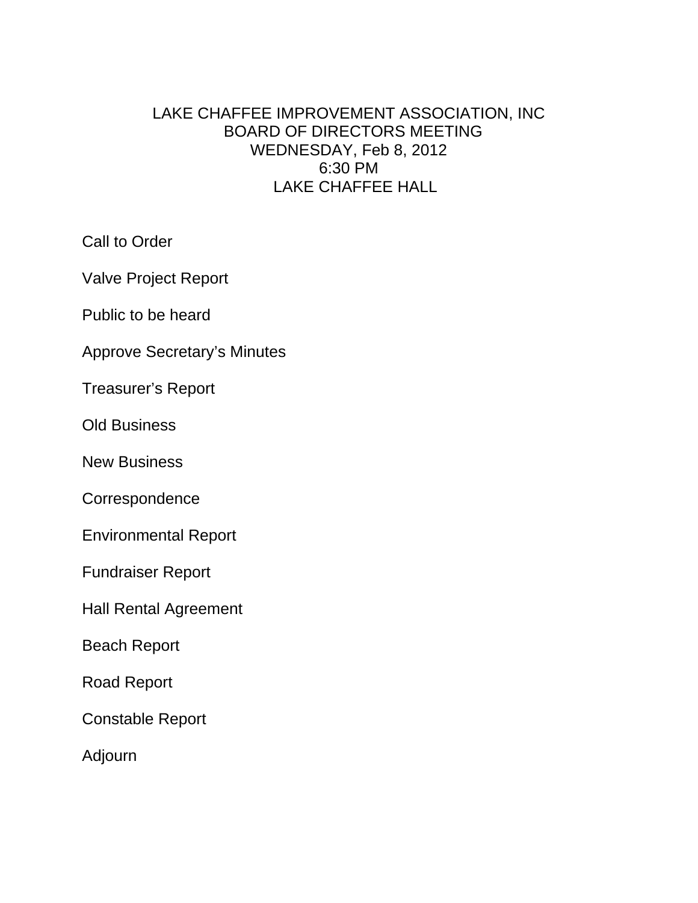# LAKE CHAFFEE IMPROVEMENT ASSOCIATION, INC
## BOARD OF DIRECTORS MEETING
## WEDNESDAY, Feb 8, 2012
## 6:30 PM
## LAKE CHAFFEE HALL

Call to Order

Valve Project Report

Public to be heard

Approve Secretary's Minutes

Treasurer's Report

Old Business

New Business

Correspondence

Environmental Report

Fundraiser Report

Hall Rental Agreement

Beach Report

Road Report

Constable Report

Adjourn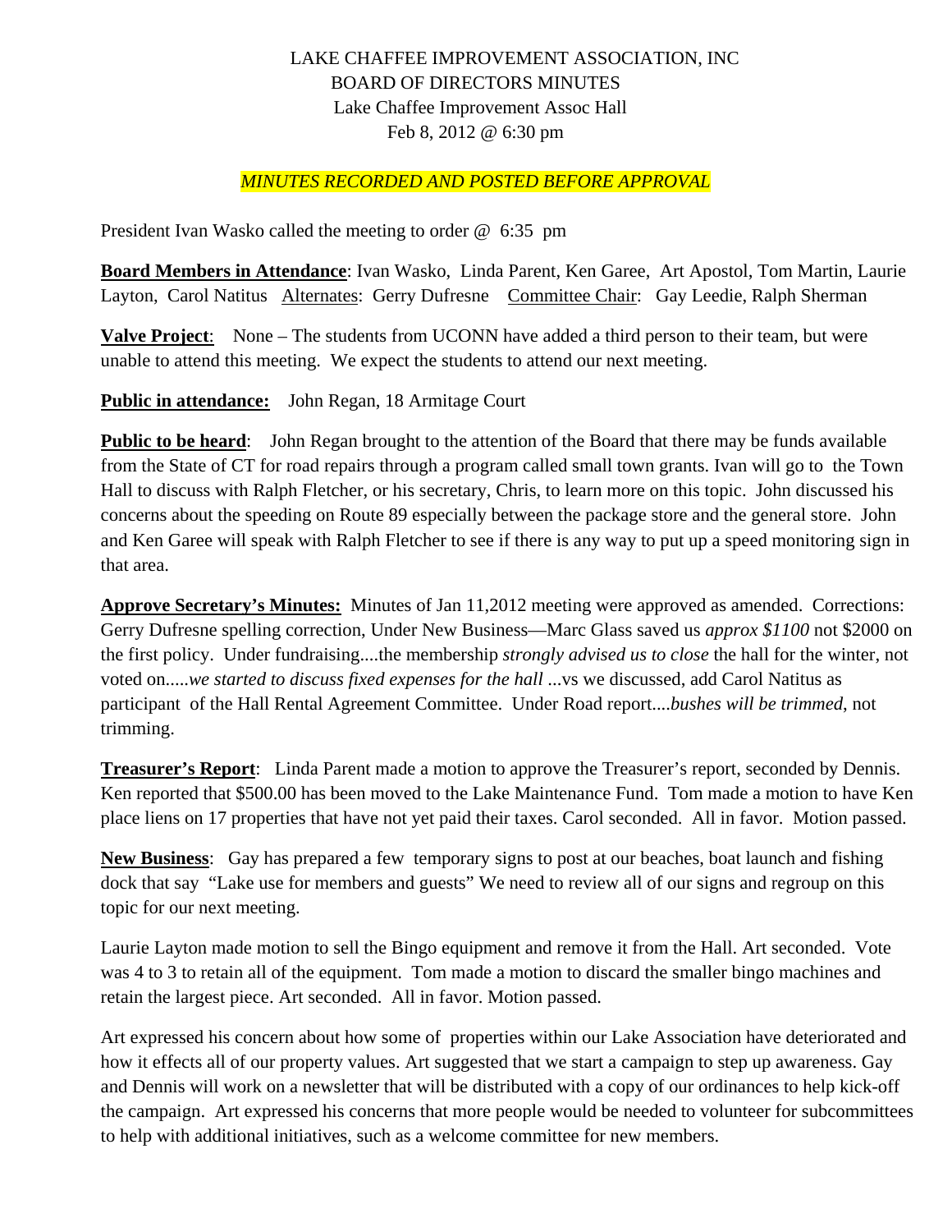LAKE CHAFFEE IMPROVEMENT ASSOCIATION, INC
BOARD OF DIRECTORS MINUTES
Lake Chaffee Improvement Assoc Hall
Feb 8, 2012 @ 6:30 pm

*MINUTES RECORDED AND POSTED BEFORE APPROVAL*

President Ivan Wasko called the meeting to order @ 6:35 pm

**Board Members in Attendance**: Ivan Wasko, Linda Parent, Ken Garee, Art Apostol, Tom Martin, Laurie Layton, Carol Natitus Alternates: Gerry Dufresne Committee Chair: Gay Leedie, Ralph Sherman

**Valve Project**: None – The students from UCONN have added a third person to their team, but were unable to attend this meeting. We expect the students to attend our next meeting.

**Public in attendance:** John Regan, 18 Armitage Court

**Public to be heard**: John Regan brought to the attention of the Board that there may be funds available from the State of CT for road repairs through a program called small town grants. Ivan will go to the Town Hall to discuss with Ralph Fletcher, or his secretary, Chris, to learn more on this topic. John discussed his concerns about the speeding on Route 89 especially between the package store and the general store. John and Ken Garee will speak with Ralph Fletcher to see if there is any way to put up a speed monitoring sign in that area.

**Approve Secretary's Minutes:** Minutes of Jan 11,2012 meeting were approved as amended. Corrections: Gerry Dufresne spelling correction, Under New Business—Marc Glass saved us *approx $1100* not $2000 on the first policy. Under fundraising....the membership *strongly advised us to close* the hall for the winter, not voted on.....*we started to discuss fixed expenses for the hall* ...vs we discussed, add Carol Natitus as participant of the Hall Rental Agreement Committee. Under Road report....*bushes will be trimmed*, not trimming.

**Treasurer's Report**: Linda Parent made a motion to approve the Treasurer's report, seconded by Dennis. Ken reported that $500.00 has been moved to the Lake Maintenance Fund. Tom made a motion to have Ken place liens on 17 properties that have not yet paid their taxes. Carol seconded. All in favor. Motion passed.

**New Business**: Gay has prepared a few temporary signs to post at our beaches, boat launch and fishing dock that say "Lake use for members and guests" We need to review all of our signs and regroup on this topic for our next meeting.

Laurie Layton made motion to sell the Bingo equipment and remove it from the Hall. Art seconded. Vote was 4 to 3 to retain all of the equipment. Tom made a motion to discard the smaller bingo machines and retain the largest piece. Art seconded. All in favor. Motion passed.

Art expressed his concern about how some of properties within our Lake Association have deteriorated and how it effects all of our property values. Art suggested that we start a campaign to step up awareness. Gay and Dennis will work on a newsletter that will be distributed with a copy of our ordinances to help kick-off the campaign. Art expressed his concerns that more people would be needed to volunteer for subcommittees to help with additional initiatives, such as a welcome committee for new members.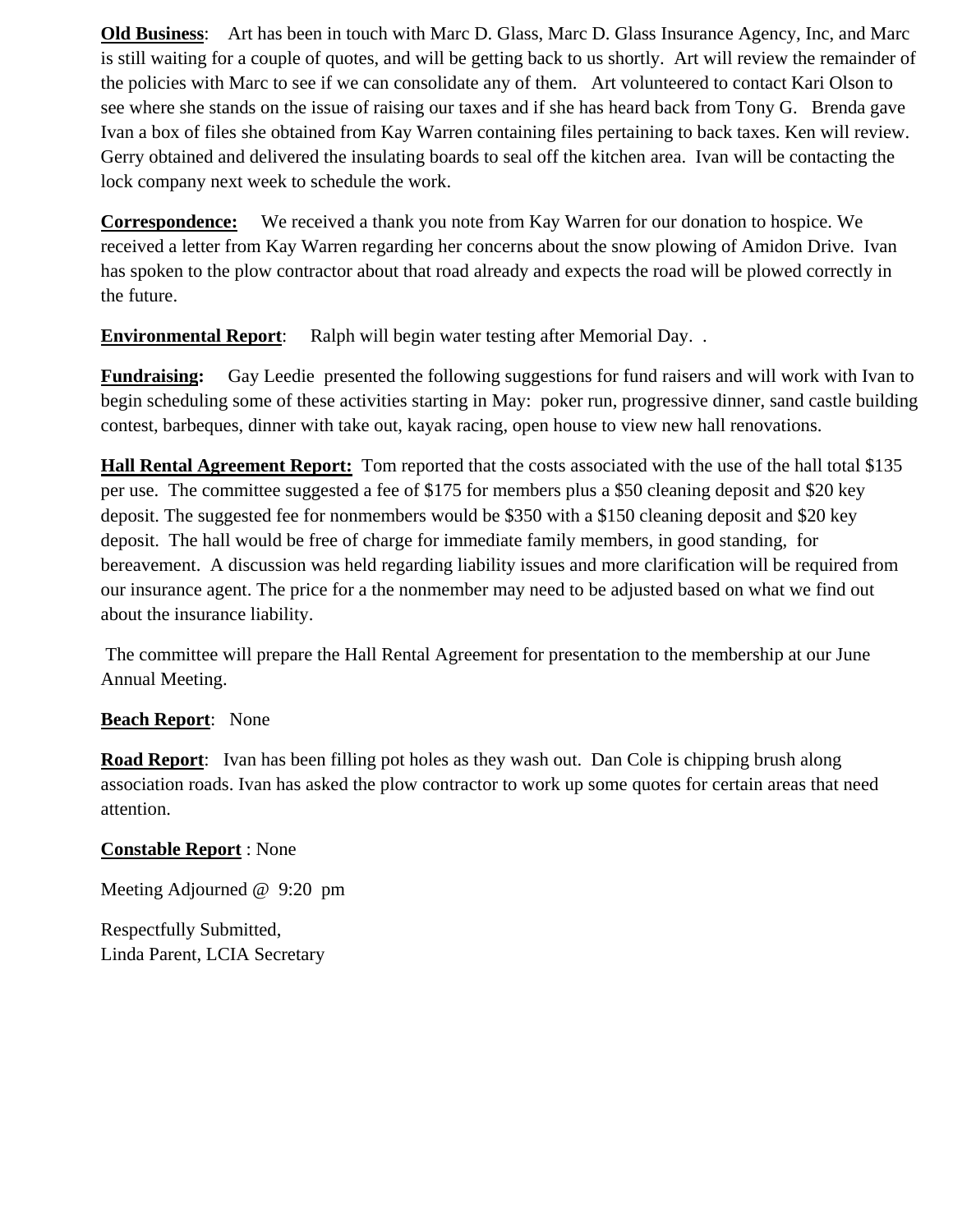**<u>Old Business</u>**: Art has been in touch with Marc D. Glass, Marc D. Glass Insurance Agency, Inc, and Marc is still waiting for a couple of quotes, and will be getting back to us shortly. Art will review the remainder of the policies with Marc to see if we can consolidate any of them. Art volunteered to contact Kari Olson to see where she stands on the issue of raising our taxes and if she has heard back from Tony G. Brenda gave Ivan a box of files she obtained from Kay Warren containing files pertaining to back taxes. Ken will review. Gerry obtained and delivered the insulating boards to seal off the kitchen area. Ivan will be contacting the lock company next week to schedule the work.

**<u>Correspondence:</u>** We received a thank you note from Kay Warren for our donation to hospice. We received a letter from Kay Warren regarding her concerns about the snow plowing of Amidon Drive. Ivan has spoken to the plow contractor about that road already and expects the road will be plowed correctly in the future.

**<u>Environmental Report</u>**: Ralph will begin water testing after Memorial Day. .

**<u>Fundraising</u>:** Gay Leedie presented the following suggestions for fund raisers and will work with Ivan to begin scheduling some of these activities starting in May: poker run, progressive dinner, sand castle building contest, barbeques, dinner with take out, kayak racing, open house to view new hall renovations.

**<u>Hall Rental Agreement Report:</u>** Tom reported that the costs associated with the use of the hall total $135 per use. The committee suggested a fee of $175 for members plus a $50 cleaning deposit and $20 key deposit. The suggested fee for nonmembers would be $350 with a $150 cleaning deposit and $20 key deposit. The hall would be free of charge for immediate family members, in good standing, for bereavement. A discussion was held regarding liability issues and more clarification will be required from our insurance agent. The price for a the nonmember may need to be adjusted based on what we find out about the insurance liability.

The committee will prepare the Hall Rental Agreement for presentation to the membership at our June Annual Meeting.

**<u>Beach Report</u>**: None

**<u>Road Report</u>**: Ivan has been filling pot holes as they wash out. Dan Cole is chipping brush along association roads. Ivan has asked the plow contractor to work up some quotes for certain areas that need attention.

**<u>Constable Report</u>** : None

Meeting Adjourned @ 9:20 pm

Respectfully Submitted,
Linda Parent, LCIA Secretary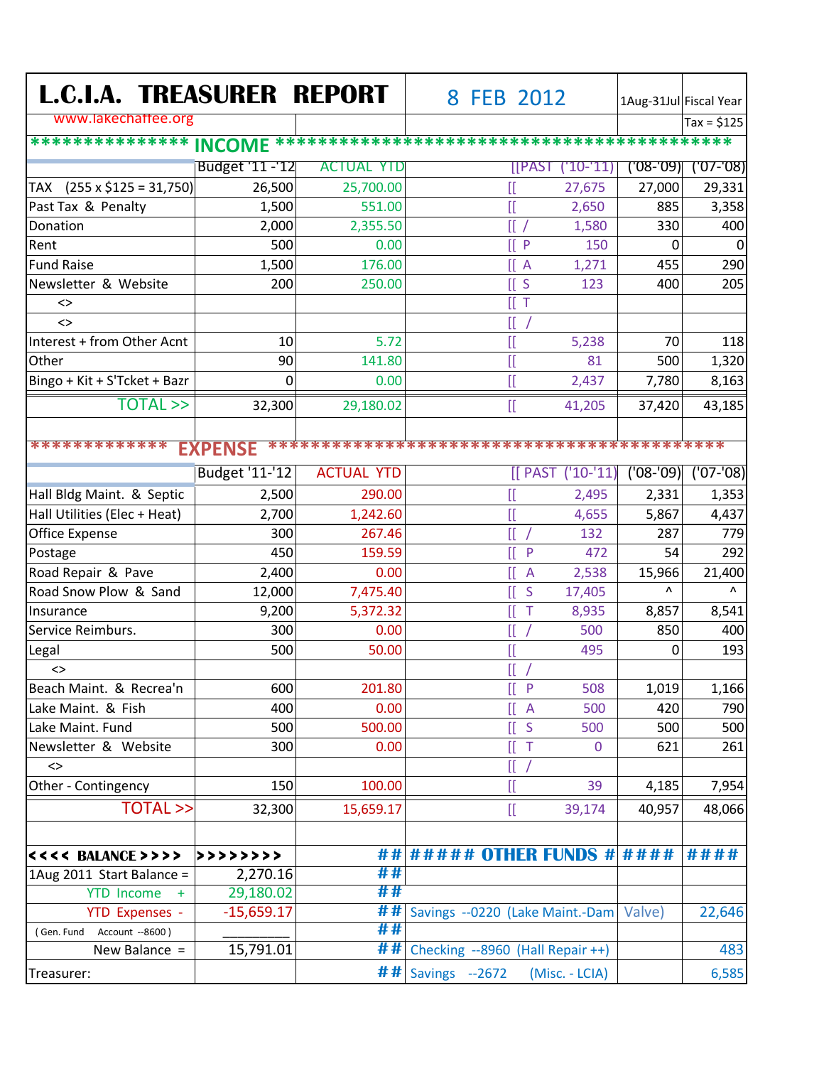# L.C.I.A. TREASURER REPORT

**8 FEB 2012** — 1Aug-31Jul Fiscal Year — Tax = $125

www.lakechaffee.org

## ************** INCOME **************

| | Budget '11 -'12 | ACTUAL YTD | [[PAST ('10-'11) | ('08-'09) | ('07-'08) |
|---|---|---|---|---|---|
| TAX (255 x $125 = 31,750) | 26,500 | 25,700.00 | [[ 27,675 | 27,000 | 29,331 |
| Past Tax & Penalty | 1,500 | 551.00 | [[ 2,650 | 885 | 3,358 |
| Donation | 2,000 | 2,355.50 | [[ / 1,580 | 330 | 400 |
| Rent | 500 | 0.00 | [[ P 150 | 0 | 0 |
| Fund Raise | 1,500 | 176.00 | [[ A 1,271 | 455 | 290 |
| Newsletter & Website | 200 | 250.00 | [[ S 123 | 400 | 205 |
| <> | | | [[ T | | |
| <> | | | [[ / | | |
| Interest + from Other Acnt | 10 | 5.72 | [[ 5,238 | 70 | 118 |
| Other | 90 | 141.80 | [[ 81 | 500 | 1,320 |
| Bingo + Kit + S'Tcket + Bazr | 0 | 0.00 | [[ 2,437 | 7,780 | 8,163 |
| TOTAL >> | 32,300 | 29,180.02 | [[ 41,205 | 37,420 | 43,185 |

## ************* EXPENSE *************

| | Budget '11-'12 | ACTUAL YTD | [[ PAST ('10-'11) | ('08-'09) | ('07-'08) |
|---|---|---|---|---|---|
| Hall Bldg Maint. & Septic | 2,500 | 290.00 | [[ 2,495 | 2,331 | 1,353 |
| Hall Utilities (Elec + Heat) | 2,700 | 1,242.60 | [[ 4,655 | 5,867 | 4,437 |
| Office Expense | 300 | 267.46 | [[ / 132 | 287 | 779 |
| Postage | 450 | 159.59 | [[ P 472 | 54 | 292 |
| Road Repair & Pave | 2,400 | 0.00 | [[ A 2,538 | 15,966 | 21,400 |
| Road Snow Plow & Sand | 12,000 | 7,475.40 | [[ S 17,405 | ^ | ^ |
| Insurance | 9,200 | 5,372.32 | [[ T 8,935 | 8,857 | 8,541 |
| Service Reimburs. | 300 | 0.00 | [[ / 500 | 850 | 400 |
| Legal | 500 | 50.00 | [[ 495 | 0 | 193 |
| <> | | | [[ / | | |
| Beach Maint. & Recrea'n | 600 | 201.80 | [[ P 508 | 1,019 | 1,166 |
| Lake Maint. & Fish | 400 | 0.00 | [[ A 500 | 420 | 790 |
| Lake Maint. Fund | 500 | 500.00 | [[ S 500 | 500 | 500 |
| Newsletter & Website | 300 | 0.00 | [[ T 0 | 621 | 261 |
| <> | | | [[ / | | |
| Other - Contingency | 150 | 100.00 | [[ 39 | 4,185 | 7,954 |
| TOTAL >> | 32,300 | 15,659.17 | [[ 39,174 | 40,957 | 48,066 |

| <<<< BALANCE >>>> | >>>>>>>> | ## | ##### OTHER FUNDS # | #### | #### |
|---|---|---|---|---|---|
| 1Aug 2011 Start Balance = | 2,270.16 | ## | | | |
| YTD Income + | 29,180.02 | ## | | | |
| YTD Expenses - | -15,659.17 | ## | Savings --0220 (Lake Maint.-Dam | Valve) | 22,646 |
| ( Gen. Fund Account --8600 ) | __________ | ## | | | |
| New Balance = | 15,791.01 | ## | Checking --8960 (Hall Repair ++) | | 483 |
| Treasurer: | | ## | Savings --2672 (Misc. - LCIA) | | 6,585 |